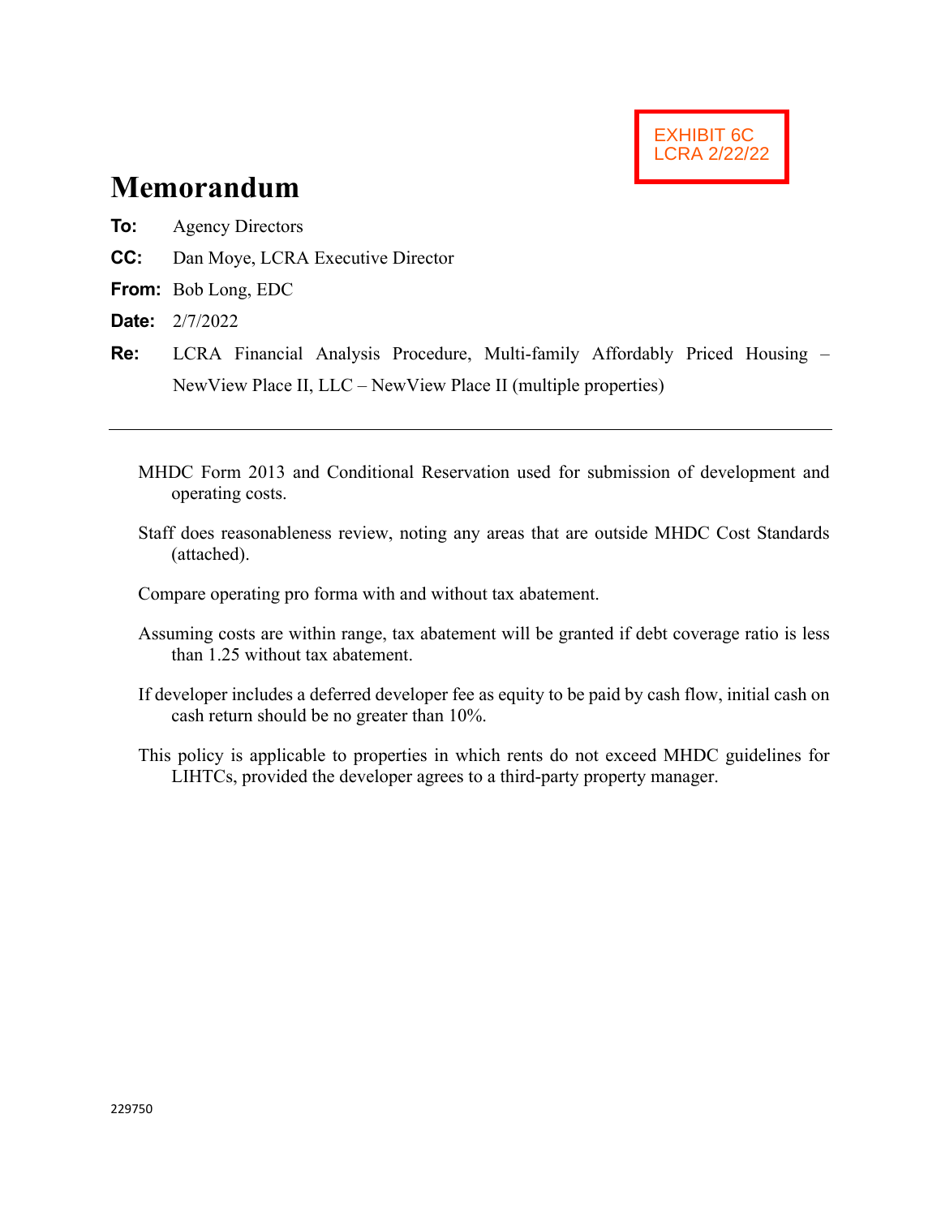EXHIBIT 6C
LCRA 2/22/22

# Memorandum

**To:** Agency Directors

**CC:** Dan Moye, LCRA Executive Director

**From:** Bob Long, EDC

**Date:** 2/7/2022

**Re:** LCRA Financial Analysis Procedure, Multi-family Affordably Priced Housing – NewView Place II, LLC – NewView Place II (multiple properties)

---

MHDC Form 2013 and Conditional Reservation used for submission of development and operating costs.

Staff does reasonableness review, noting any areas that are outside MHDC Cost Standards (attached).

Compare operating pro forma with and without tax abatement.

Assuming costs are within range, tax abatement will be granted if debt coverage ratio is less than 1.25 without tax abatement.

If developer includes a deferred developer fee as equity to be paid by cash flow, initial cash on cash return should be no greater than 10%.

This policy is applicable to properties in which rents do not exceed MHDC guidelines for LIHTCs, provided the developer agrees to a third-party property manager.

229750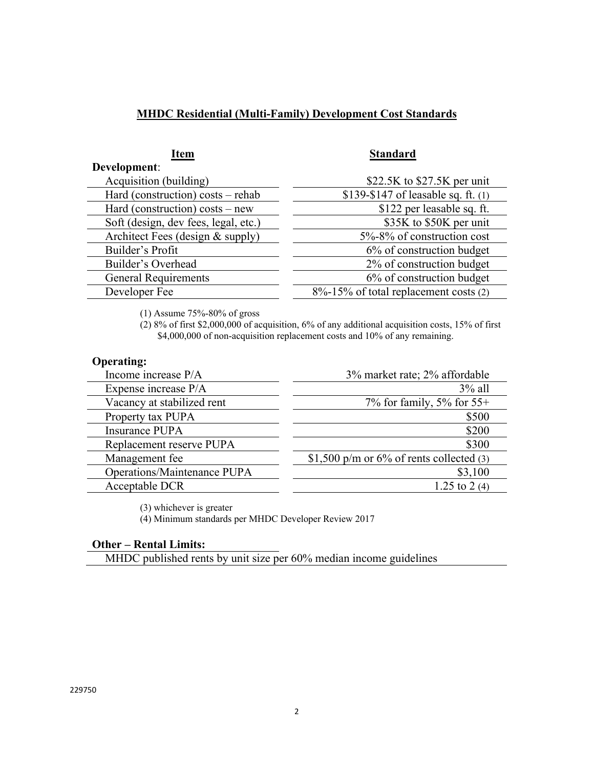## MHDC Residential (Multi-Family) Development Cost Standards

| Item | Standard |
|---|---|
| **Development**: | |
| Acquisition (building) | \$22.5K to \$27.5K per unit |
| Hard (construction) costs – rehab | \$139-\$147 of leasable sq. ft. (1) |
| Hard (construction) costs – new | \$122 per leasable sq. ft. |
| Soft (design, dev fees, legal, etc.) | \$35K to \$50K per unit |
| Architect Fees (design & supply) | 5%-8% of construction cost |
| Builder's Profit | 6% of construction budget |
| Builder's Overhead | 2% of construction budget |
| General Requirements | 6% of construction budget |
| Developer Fee | 8%-15% of total replacement costs (2) |

(1) Assume 75%-80% of gross

(2) 8% of first \$2,000,000 of acquisition, 6% of any additional acquisition costs, 15% of first \$4,000,000 of non-acquisition replacement costs and 10% of any remaining.

| **Operating:** | |
|---|---|
| Income increase P/A | 3% market rate; 2% affordable |
| Expense increase P/A | 3% all |
| Vacancy at stabilized rent | 7% for family, 5% for 55+ |
| Property tax PUPA | \$500 |
| Insurance PUPA | \$200 |
| Replacement reserve PUPA | \$300 |
| Management fee | \$1,500 p/m or 6% of rents collected (3) |
| Operations/Maintenance PUPA | \$3,100 |
| Acceptable DCR | 1.25 to 2 (4) |

(3) whichever is greater

(4) Minimum standards per MHDC Developer Review 2017

**Other – Rental Limits:**

MHDC published rents by unit size per 60% median income guidelines

229750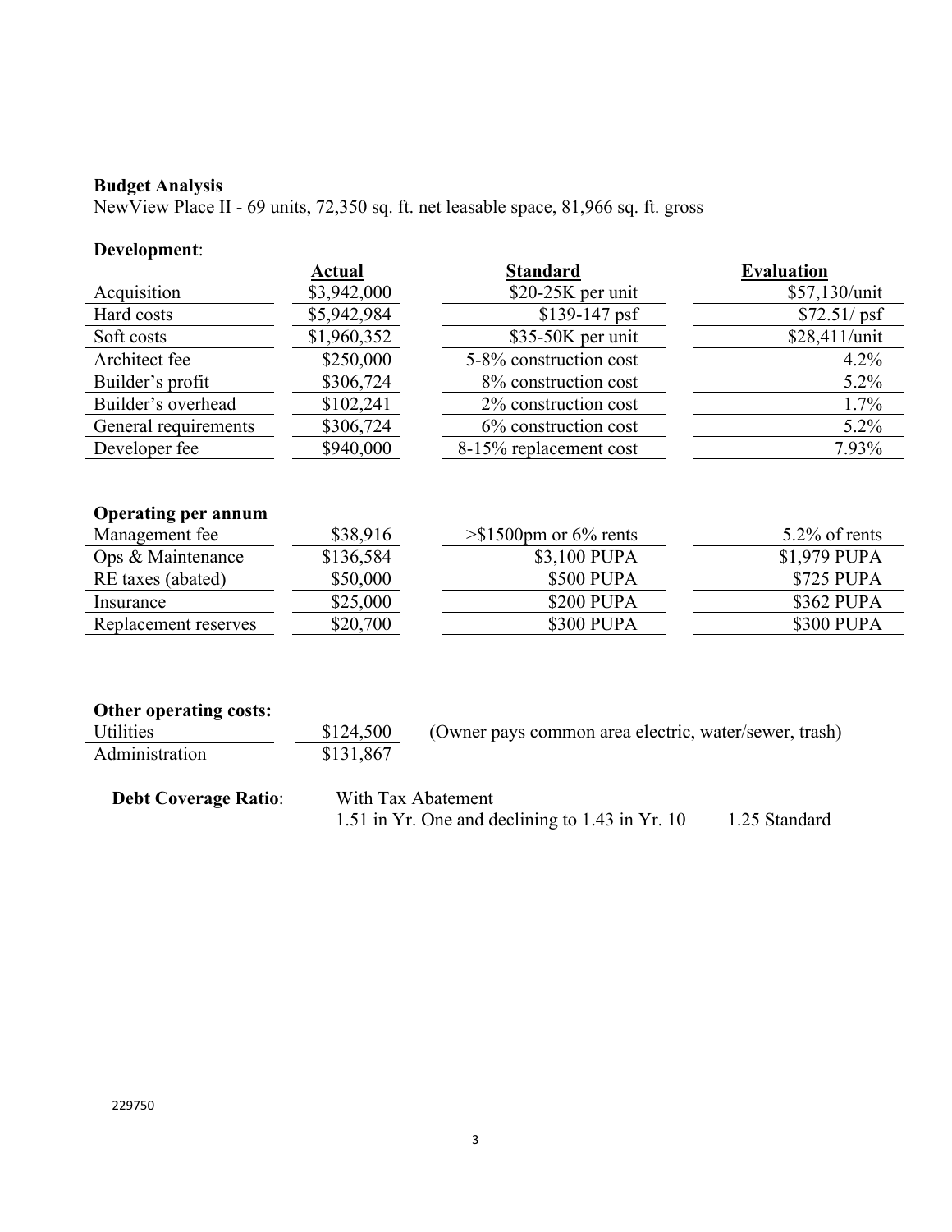**Budget Analysis**

NewView Place II - 69 units, 72,350 sq. ft. net leasable space, 81,966 sq. ft. gross

**Development**:

| | Actual | Standard | Evaluation |
|---|---|---|---|
| Acquisition | $3,942,000 | $20-25K per unit | $57,130/unit |
| Hard costs | $5,942,984 | $139-147 psf | $72.51/ psf |
| Soft costs | $1,960,352 | $35-50K per unit | $28,411/unit |
| Architect fee | $250,000 | 5-8% construction cost | 4.2% |
| Builder's profit | $306,724 | 8% construction cost | 5.2% |
| Builder's overhead | $102,241 | 2% construction cost | 1.7% |
| General requirements | $306,724 | 6% construction cost | 5.2% |
| Developer fee | $940,000 | 8-15% replacement cost | 7.93% |

**Operating per annum**

| | | | |
|---|---|---|---|
| Management fee | $38,916 | >$1500pm or 6% rents | 5.2% of rents |
| Ops & Maintenance | $136,584 | $3,100 PUPA | $1,979 PUPA |
| RE taxes (abated) | $50,000 | $500 PUPA | $725 PUPA |
| Insurance | $25,000 | $200 PUPA | $362 PUPA |
| Replacement reserves | $20,700 | $300 PUPA | $300 PUPA |

**Other operating costs:**

| | | |
|---|---|---|
| Utilities | $124,500 | (Owner pays common area electric, water/sewer, trash) |
| Administration | $131,867 | |

**Debt Coverage Ratio**: With Tax Abatement
1.51 in Yr. One and declining to 1.43 in Yr. 10 1.25 Standard

229750